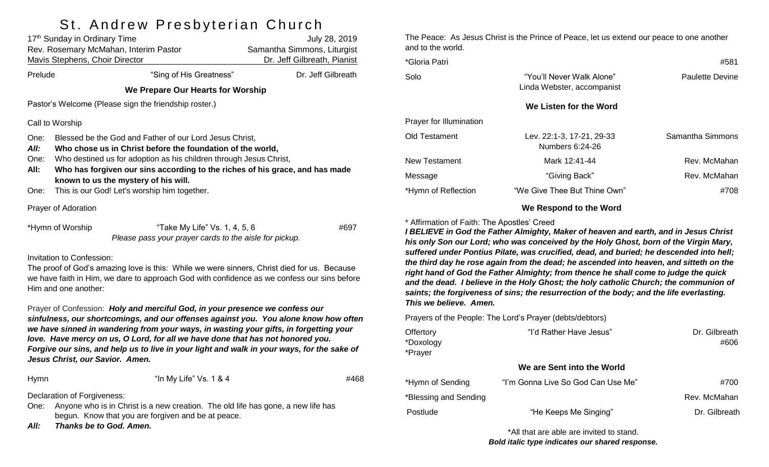# St. Andrew Presbyterian Church

17th Sunday in Ordinary Time — July 28, 2019

Rev. Rosemary McMahan, Interim Pastor — Samantha Simmons, Liturgist

Mavis Stephens, Choir Director — Dr. Jeff Gilbreath, Pianist

Prelude — "Sing of His Greatness" — Dr. Jeff Gilbreath

## We Prepare Our Hearts for Worship

Pastor's Welcome (Please sign the friendship roster.)

Call to Worship

One: Blessed be the God and Father of our Lord Jesus Christ,

***All: Who chose us in Christ before the foundation of the world,***

One: Who destined us for adoption as his children through Jesus Christ,

**All: Who has forgiven our sins according to the riches of his grace, and has made known to us the mystery of his will.**

One: This is our God! Let's worship him together.

Prayer of Adoration

*Hymn of Worship — "Take My Life" Vs. 1, 4, 5, 6 — #697

*Please pass your prayer cards to the aisle for pickup.*

Invitation to Confession:

The proof of God's amazing love is this: While we were sinners, Christ died for us. Because we have faith in Him, we dare to approach God with confidence as we confess our sins before Him and one another:

Prayer of Confession: ***Holy and merciful God, in your presence we confess our sinfulness, our shortcomings, and our offenses against you. You alone know how often we have sinned in wandering from your ways, in wasting your gifts, in forgetting your love. Have mercy on us, O Lord, for all we have done that has not honored you. Forgive our sins, and help us to live in your light and walk in your ways, for the sake of Jesus Christ, our Savior. Amen.***

Hymn — "In My Life" Vs. 1 & 4 — #468

Declaration of Forgiveness:

One: Anyone who is in Christ is a new creation. The old life has gone, a new life has begun. Know that you are forgiven and be at peace.

***All: Thanks be to God. Amen.***

The Peace: As Jesus Christ is the Prince of Peace, let us extend our peace to one another and to the world.

*Gloria Patri — #581

Solo — "You'll Never Walk Alone", Linda Webster, accompanist — Paulette Devine

## We Listen for the Word

Prayer for Illumination

Old Testament — Lev. 22:1-3, 17-21, 29-33; Numbers 6:24-26 — Samantha Simmons

New Testament — Mark 12:41-44 — Rev. McMahan

Message — "Giving Back" — Rev. McMahan

*Hymn of Reflection — "We Give Thee But Thine Own" — #708

## We Respond to the Word

* Affirmation of Faith: The Apostles' Creed

***I BELIEVE in God the Father Almighty, Maker of heaven and earth, and in Jesus Christ his only Son our Lord; who was conceived by the Holy Ghost, born of the Virgin Mary, suffered under Pontius Pilate, was crucified, dead, and buried; he descended into hell; the third day he rose again from the dead; he ascended into heaven, and sitteth on the right hand of God the Father Almighty; from thence he shall come to judge the quick and the dead. I believe in the Holy Ghost; the holy catholic Church; the communion of saints; the forgiveness of sins; the resurrection of the body; and the life everlasting. This we believe. Amen.***

Prayers of the People: The Lord's Prayer (debts/debtors)

Offertory — "I'd Rather Have Jesus" — Dr. Gilbreath

*Doxology — #606

*Prayer

## We are Sent into the World

*Hymn of Sending — "I'm Gonna Live So God Can Use Me" — #700

*Blessing and Sending — Rev. McMahan

Postlude — "He Keeps Me Singing" — Dr. Gilbreath

*All that are able are invited to stand.

***Bold italic type indicates our shared response.***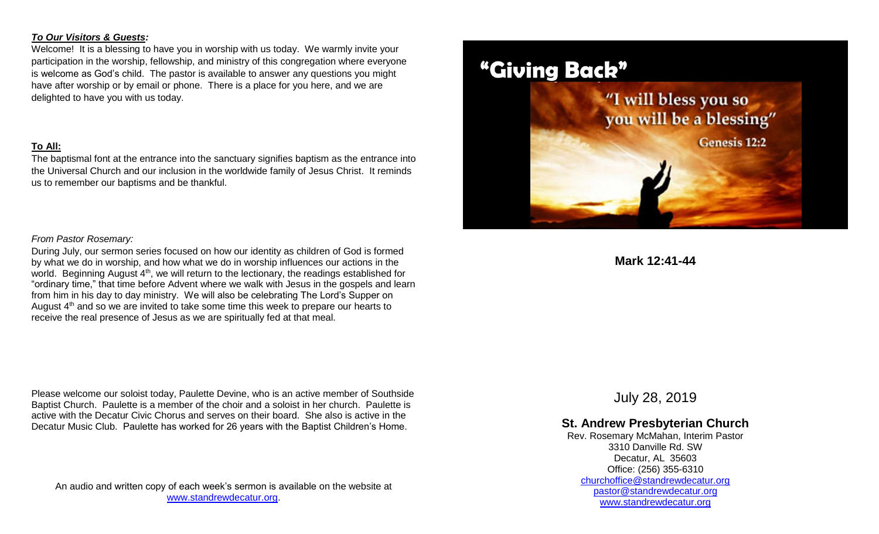***To Our Visitors & Guests*:**

Welcome! It is a blessing to have you in worship with us today. We warmly invite your participation in the worship, fellowship, and ministry of this congregation where everyone is welcome as God's child. The pastor is available to answer any questions you might have after worship or by email or phone. There is a place for you here, and we are delighted to have you with us today.

**To All:**

The baptismal font at the entrance into the sanctuary signifies baptism as the entrance into the Universal Church and our inclusion in the worldwide family of Jesus Christ. It reminds us to remember our baptisms and be thankful.

*From Pastor Rosemary:*

During July, our sermon series focused on how our identity as children of God is formed by what we do in worship, and how what we do in worship influences our actions in the world. Beginning August 4th, we will return to the lectionary, the readings established for "ordinary time," that time before Advent where we walk with Jesus in the gospels and learn from him in his day to day ministry. We will also be celebrating The Lord's Supper on August 4th and so we are invited to take some time this week to prepare our hearts to receive the real presence of Jesus as we are spiritually fed at that meal.

Please welcome our soloist today, Paulette Devine, who is an active member of Southside Baptist Church. Paulette is a member of the choir and a soloist in her church. Paulette is active with the Decatur Civic Chorus and serves on their board. She also is active in the Decatur Music Club. Paulette has worked for 26 years with the Baptist Children's Home.

An audio and written copy of each week's sermon is available on the website at www.standrewdecatur.org.

# "Giving Back"

"I will bless you so you will be a blessing"
Genesis 12:2

**Mark 12:41-44**

July 28, 2019

## St. Andrew Presbyterian Church

Rev. Rosemary McMahan, Interim Pastor
3310 Danville Rd. SW
Decatur, AL 35603
Office: (256) 355-6310
churchoffice@standrewdecatur.org
pastor@standrewdecatur.org
www.standrewdecatur.org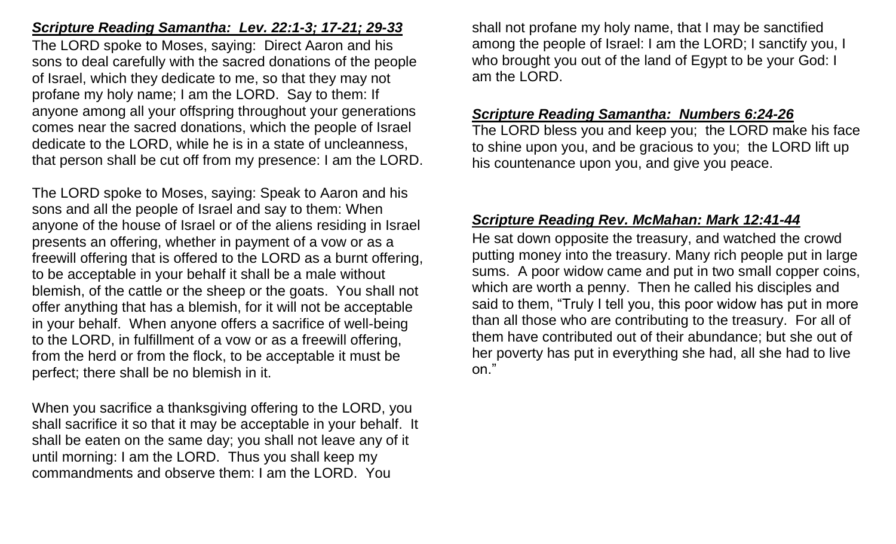***Scripture Reading Samantha: Lev. 22:1-3; 17-21; 29-33***

The LORD spoke to Moses, saying: Direct Aaron and his sons to deal carefully with the sacred donations of the people of Israel, which they dedicate to me, so that they may not profane my holy name; I am the LORD. Say to them: If anyone among all your offspring throughout your generations comes near the sacred donations, which the people of Israel dedicate to the LORD, while he is in a state of uncleanness, that person shall be cut off from my presence: I am the LORD.

The LORD spoke to Moses, saying: Speak to Aaron and his sons and all the people of Israel and say to them: When anyone of the house of Israel or of the aliens residing in Israel presents an offering, whether in payment of a vow or as a freewill offering that is offered to the LORD as a burnt offering, to be acceptable in your behalf it shall be a male without blemish, of the cattle or the sheep or the goats. You shall not offer anything that has a blemish, for it will not be acceptable in your behalf. When anyone offers a sacrifice of well-being to the LORD, in fulfillment of a vow or as a freewill offering, from the herd or from the flock, to be acceptable it must be perfect; there shall be no blemish in it.

When you sacrifice a thanksgiving offering to the LORD, you shall sacrifice it so that it may be acceptable in your behalf. It shall be eaten on the same day; you shall not leave any of it until morning: I am the LORD. Thus you shall keep my commandments and observe them: I am the LORD. You shall not profane my holy name, that I may be sanctified among the people of Israel: I am the LORD; I sanctify you, I who brought you out of the land of Egypt to be your God: I am the LORD.

***Scripture Reading Samantha: Numbers 6:24-26***

The LORD bless you and keep you; the LORD make his face to shine upon you, and be gracious to you; the LORD lift up his countenance upon you, and give you peace.

***Scripture Reading Rev. McMahan: Mark 12:41-44***

He sat down opposite the treasury, and watched the crowd putting money into the treasury. Many rich people put in large sums. A poor widow came and put in two small copper coins, which are worth a penny. Then he called his disciples and said to them, "Truly I tell you, this poor widow has put in more than all those who are contributing to the treasury. For all of them have contributed out of their abundance; but she out of her poverty has put in everything she had, all she had to live on."